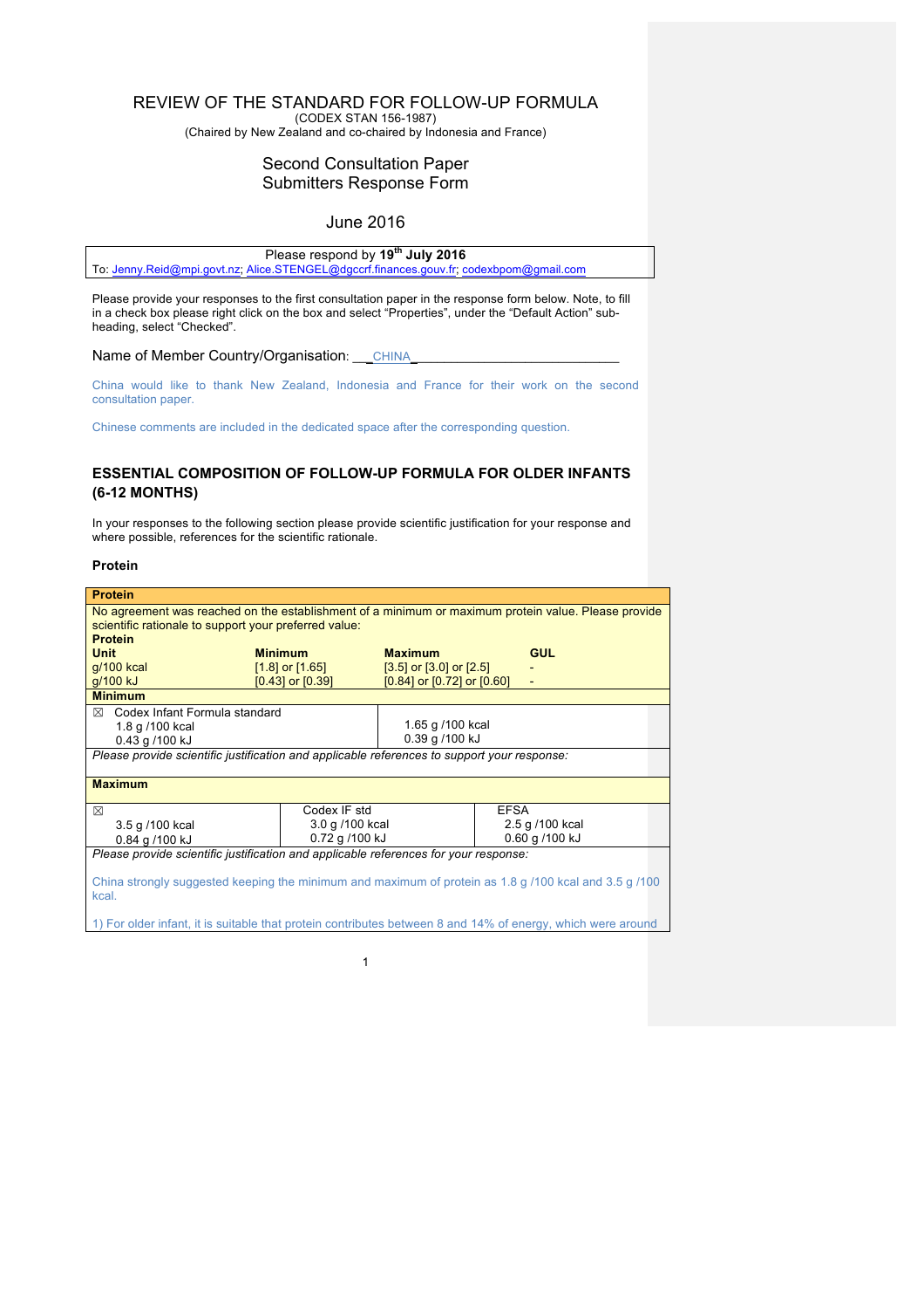# REVIEW OF THE STANDARD FOR FOLLOW-UP FORMULA

(CODEX STAN 156-1987)
(Chaired by New Zealand and co-chaired by Indonesia and France)

## Second Consultation Paper
## Submitters Response Form

## June 2016

Please respond by **19th July 2016**
To: Jenny.Reid@mpi.govt.nz; Alice.STENGEL@dgccrf.finances.gouv.fr; codexbpom@gmail.com

Please provide your responses to the first consultation paper in the response form below. Note, to fill in a check box please right click on the box and select "Properties", under the "Default Action" sub-heading, select "Checked".

Name of Member Country/Organisation: ___CHINA_____________________________

China would like to thank New Zealand, Indonesia and France for their work on the second consultation paper.

Chinese comments are included in the dedicated space after the corresponding question.

### ESSENTIAL COMPOSITION OF FOLLOW-UP FORMULA FOR OLDER INFANTS (6-12 MONTHS)

In your responses to the following section please provide scientific justification for your response and where possible, references for the scientific rationale.

**Protein**

**Protein**

No agreement was reached on the establishment of a minimum or maximum protein value. Please provide scientific rationale to support your preferred value:

| **Unit** | **Minimum** | **Maximum** | **GUL** |
|---|---|---|---|
| g/100 kcal | [1.8] or [1.65] | [3.5] or [3.0] or [2.5] | - |
| g/100 kJ | [0.43] or [0.39] | [0.84] or [0.72] or [0.60] | - |

**Minimum**

| | |
|---|---|
| ☒ Codex Infant Formula standard<br>1.8 g /100 kcal<br>0.43 g /100 kJ | 1.65 g /100 kcal<br>0.39 g /100 kJ |

*Please provide scientific justification and applicable references to support your response:*

**Maximum**

| | | |
|---|---|---|
| ☒<br>3.5 g /100 kcal<br>0.84 g /100 kJ | Codex IF std<br>3.0 g /100 kcal<br>0.72 g /100 kJ | EFSA<br>2.5 g /100 kcal<br>0.60 g /100 kJ |

*Please provide scientific justification and applicable references for your response:*

China strongly suggested keeping the minimum and maximum of protein as 1.8 g /100 kcal and 3.5 g /100 kcal.

1) For older infant, it is suitable that protein contributes between 8 and 14% of energy, which were around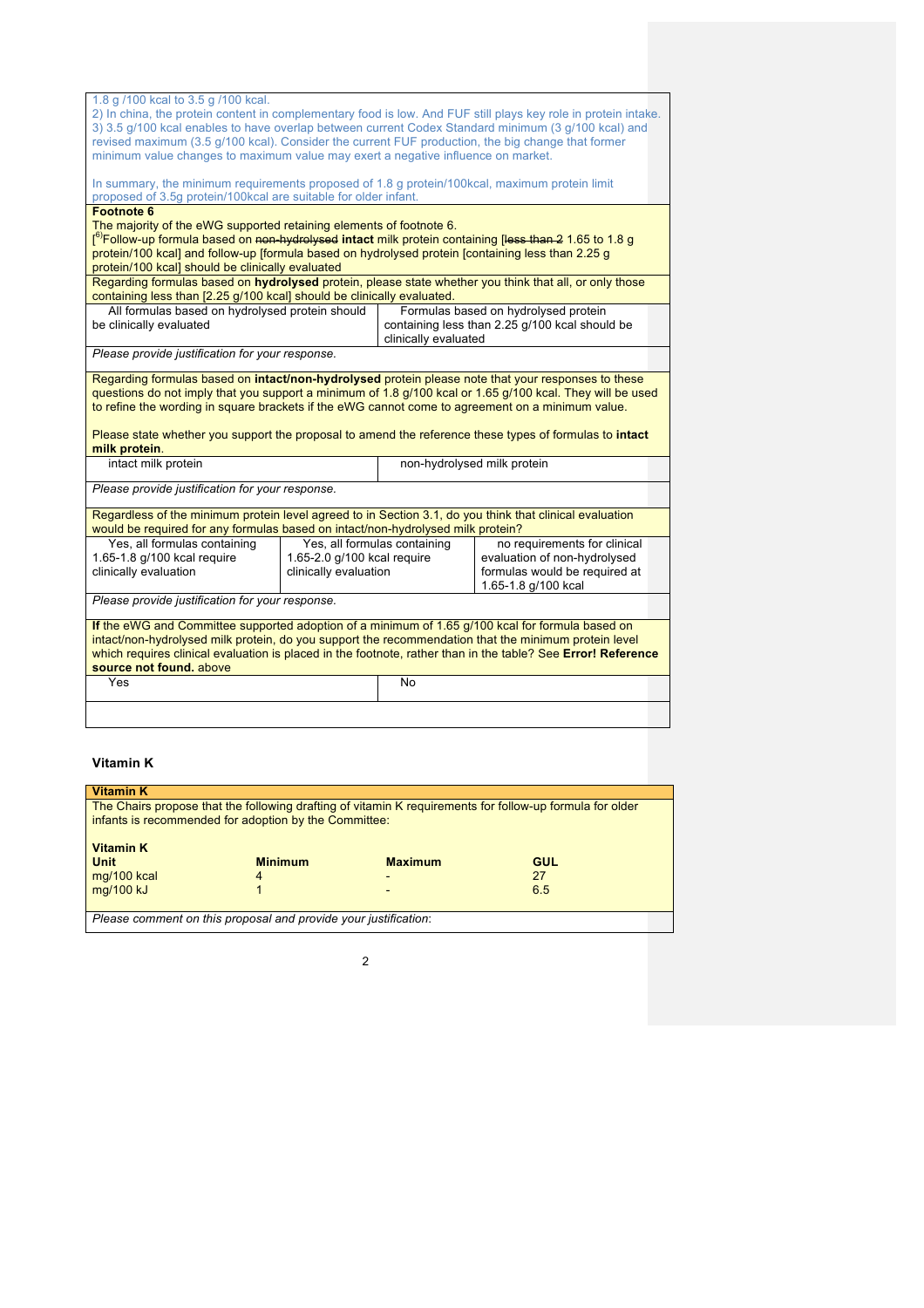1.8 g /100 kcal to 3.5 g /100 kcal.

2) In china, the protein content in complementary food is low. And FUF still plays key role in protein intake.

3) 3.5 g/100 kcal enables to have overlap between current Codex Standard minimum (3 g/100 kcal) and revised maximum (3.5 g/100 kcal). Consider the current FUF production, the big change that former minimum value changes to maximum value may exert a negative influence on market.

In summary, the minimum requirements proposed of 1.8 g protein/100kcal, maximum protein limit proposed of 3.5g protein/100kcal are suitable for older infant.

**Footnote 6**

The majority of the eWG supported retaining elements of footnote 6.

[6]Follow-up formula based on ~~non-hydrolysed~~ **intact** milk protein containing [~~less than 2~~ 1.65 to 1.8 g protein/100 kcal] and follow-up [formula based on hydrolysed protein [containing less than 2.25 g protein/100 kcal] should be clinically evaluated

Regarding formulas based on **hydrolysed** protein, please state whether you think that all, or only those containing less than [2.25 g/100 kcal] should be clinically evaluated.

| | |
|---|---|
| All formulas based on hydrolysed protein should be clinically evaluated | Formulas based on hydrolysed protein containing less than 2.25 g/100 kcal should be clinically evaluated |

*Please provide justification for your response.*

Regarding formulas based on **intact/non-hydrolysed** protein please note that your responses to these questions do not imply that you support a minimum of 1.8 g/100 kcal or 1.65 g/100 kcal. They will be used to refine the wording in square brackets if the eWG cannot come to agreement on a minimum value.

Please state whether you support the proposal to amend the reference these types of formulas to **intact milk protein**.

| | |
|---|---|
| intact milk protein | non-hydrolysed milk protein |

*Please provide justification for your response.*

Regardless of the minimum protein level agreed to in Section 3.1, do you think that clinical evaluation would be required for any formulas based on intact/non-hydrolysed milk protein?

| | | |
|---|---|---|
| Yes, all formulas containing 1.65-1.8 g/100 kcal require clinically evaluation | Yes, all formulas containing 1.65-2.0 g/100 kcal require clinically evaluation | no requirements for clinical evaluation of non-hydrolysed formulas would be required at 1.65-1.8 g/100 kcal |

*Please provide justification for your response.*

**If** the eWG and Committee supported adoption of a minimum of 1.65 g/100 kcal for formula based on intact/non-hydrolysed milk protein, do you support the recommendation that the minimum protein level which requires clinical evaluation is placed in the footnote, rather than in the table? See **Error! Reference source not found.** above

| | |
|---|---|
| Yes | No |

## Vitamin K

**Vitamin K**

The Chairs propose that the following drafting of vitamin K requirements for follow-up formula for older infants is recommended for adoption by the Committee:

**Vitamin K**

| Unit | Minimum | Maximum | GUL |
|---|---|---|---|
| mg/100 kcal | 4 | - | 27 |
| mg/100 kJ | 1 | - | 6.5 |

*Please comment on this proposal and provide your justification:*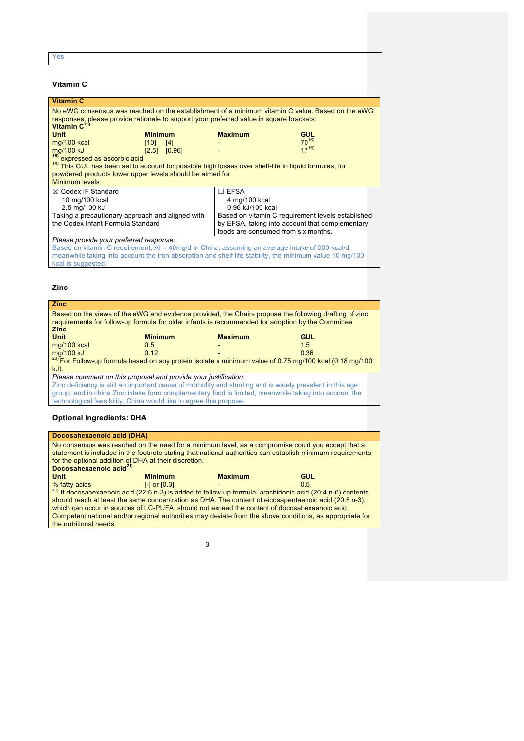| |
|---|
| Yes |

### Vitamin C

| **Vitamin C** | | | |
|---|---|---|---|
| No eWG consensus was reached on the establishment of a minimum vitamin C value. Based on the eWG responses, please provide rationale to support your preferred value in square brackets: | | | |
| **Vitamin C**[15)] | | | |
| **Unit** | **Minimum** | **Maximum** | **GUL** |
| mg/100 kcal | [10] [4] | - | 70[16)] |
| mg/100 kJ | [2.5] [0.96] | - | 17[16)] |
| [15)] expressed as ascorbic acid | | | |
| [16)] This GUL has been set to account for possible high losses over shelf-life in liquid formulas; for powdered products lower upper levels should be aimed for. | | | |

| Minimum levels | |
|---|---|
| ☒ Codex IF Standard<br>10 mg/100 kcal<br>2.5 mg/100 kJ<br>Taking a precautionary approach and aligned with the Codex Infant Formula Standard | ☐ EFSA<br>4 mg/100 kcal<br>0.96 kJ/100 kcal<br>Based on vitamin C requirement levels established by EFSA, taking into account that complementary foods are consumed from six months. |
| *Please provide your preferred response*:<br>Based on vitamin C requirement, AI = 40mg/d in China, assuming an average intake of 500 kcal/d, meanwhile taking into account the iron absorption and shelf life stability, the minimum value 10 mg/100 kcal is suggested. | |

### Zinc

| **Zinc** | | | |
|---|---|---|---|
| Based on the views of the eWG and evidence provided, the Chairs propose the following drafting of zinc requirements for follow-up formula for older infants is recommended for adoption by the Committee | | | |
| **Zinc** | | | |
| **Unit** | **Minimum** | **Maximum** | **GUL** |
| mg/100 kcal | 0.5 | - | 1.5 |
| mg/100 kJ | 0.12 | - | 0.36 |
| [20)] For Follow-up formula based on soy protein isolate a minimum value of 0.75 mg/100 kcal (0.18 mg/100 kJ). | | | |
| *Please comment on this proposal and provide your justification*:<br>Zinc deficiency is still an important cause of morbidity and stunting and is widely prevalent in this age group, and in china Zinc intake form complementary food is limited, meanwhile taking into account the technological feasibility, China would like to agree this propose. | | | |

### Optional Ingredients: DHA

| **Docosahexaenoic acid (DHA)** | | | |
|---|---|---|---|
| No consensus was reached on the need for a minimum level, as a compromise could you accept that a statement is included in the footnote stating that national authorities can establish minimum requirements for the optional addition of DHA at their discretion. | | | |
| **Docosahexaenoic acid**[21)] | | | |
| **Unit** | **Minimum** | **Maximum** | **GUL** |
| % fatty acids | [-] or [0.3] | - | 0.5 |
| [21)] If docosahexaenoic acid (22:6 n-3) is added to follow-up formula, arachidonic acid (20:4 n-6) contents should reach at least the same concentration as DHA. The content of eicosapentaenoic acid (20:5 n-3), which can occur in sources of LC-PUFA, should not exceed the content of docosahexaenoic acid. Competent national and/or regional authorities may deviate from the above conditions, as appropriate for the nutritional needs. | | | |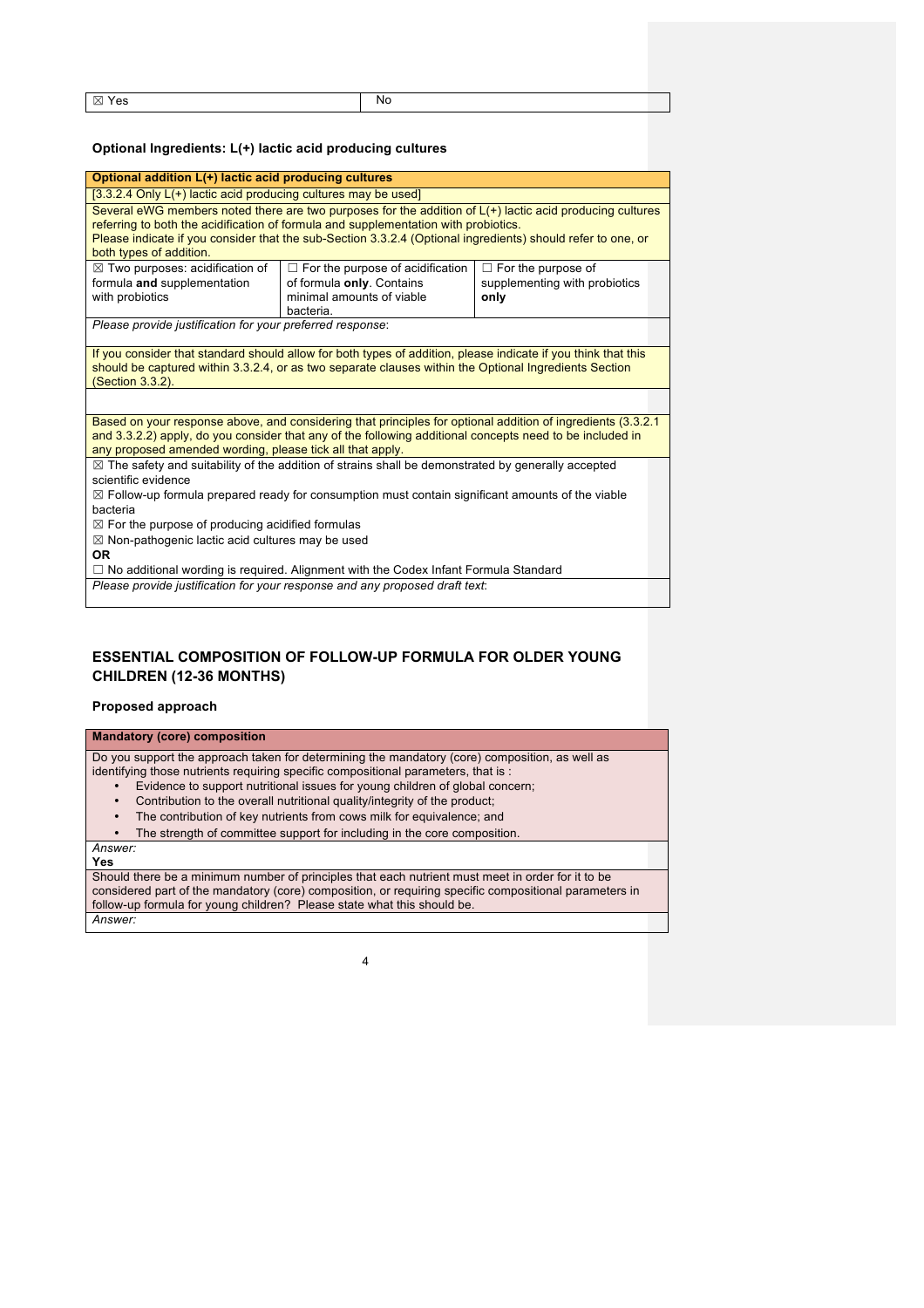| | |
|---|---|
| ☒ Yes | No |

**Optional Ingredients: L(+) lactic acid producing cultures**

| **Optional addition L(+) lactic acid producing cultures** | | |
|---|---|---|
| [3.3.2.4 Only L(+) lactic acid producing cultures may be used] | | |
| Several eWG members noted there are two purposes for the addition of L(+) lactic acid producing cultures referring to both the acidification of formula and supplementation with probiotics.<br>Please indicate if you consider that the sub-Section 3.3.2.4 (Optional ingredients) should refer to one, or both types of addition. | | |
| ☒ Two purposes: acidification of formula **and** supplementation with probiotics | ☐ For the purpose of acidification of formula **only**. Contains minimal amounts of viable bacteria. | ☐ For the purpose of supplementing with probiotics **only** |
| *Please provide justification for your preferred response*: | | |
| If you consider that standard should allow for both types of addition, please indicate if you think that this should be captured within 3.3.2.4, or as two separate clauses within the Optional Ingredients Section (Section 3.3.2). | | |
| | | |
| Based on your response above, and considering that principles for optional addition of ingredients (3.3.2.1 and 3.3.2.2) apply, do you consider that any of the following additional concepts need to be included in any proposed amended wording, please tick all that apply. | | |
| ☒ The safety and suitability of the addition of strains shall be demonstrated by generally accepted scientific evidence<br>☒ Follow-up formula prepared ready for consumption must contain significant amounts of the viable bacteria<br>☒ For the purpose of producing acidified formulas<br>☒ Non-pathogenic lactic acid cultures may be used<br>**OR**<br>☐ No additional wording is required. Alignment with the Codex Infant Formula Standard | | |
| *Please provide justification for your response and any proposed draft text*: | | |

## ESSENTIAL COMPOSITION OF FOLLOW-UP FORMULA FOR OLDER YOUNG CHILDREN (12-36 MONTHS)

### Proposed approach

| **Mandatory (core) composition** |
|---|
| Do you support the approach taken for determining the mandatory (core) composition, as well as identifying those nutrients requiring specific compositional parameters, that is :<br>• Evidence to support nutritional issues for young children of global concern;<br>• Contribution to the overall nutritional quality/integrity of the product;<br>• The contribution of key nutrients from cows milk for equivalence; and<br>• The strength of committee support for including in the core composition. |
| *Answer:*<br>**Yes** |
| Should there be a minimum number of principles that each nutrient must meet in order for it to be considered part of the mandatory (core) composition, or requiring specific compositional parameters in follow-up formula for young children? Please state what this should be. |
| *Answer:* |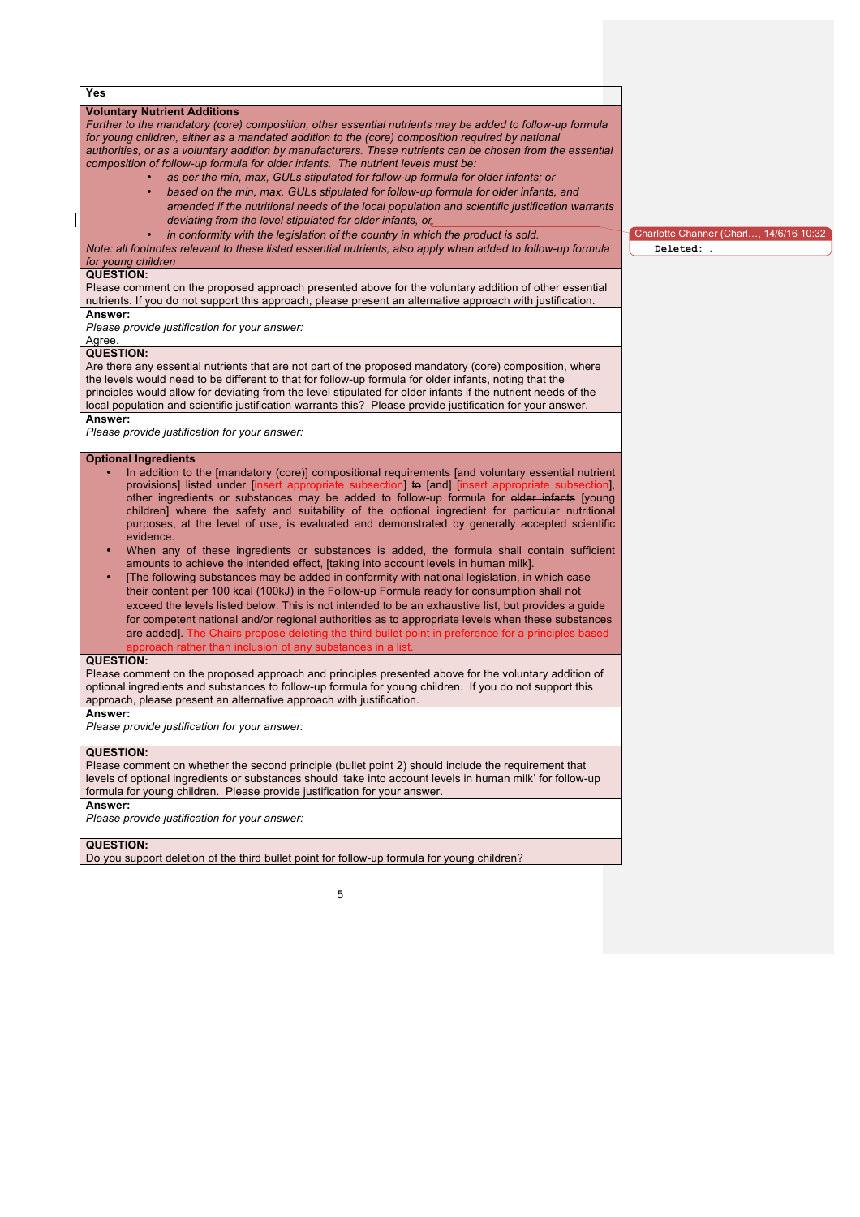**Yes**

**Voluntary Nutrient Additions**

*Further to the mandatory (core) composition, other essential nutrients may be added to follow-up formula for young children, either as a mandated addition to the (core) composition required by national authorities, or as a voluntary addition by manufacturers. These nutrients can be chosen from the essential composition of follow-up formula for older infants. The nutrient levels must be:*

- *as per the min, max, GULs stipulated for follow-up formula for older infants; or*
- *based on the min, max, GULs stipulated for follow-up formula for older infants, and amended if the nutritional needs of the local population and scientific justification warrants deviating from the level stipulated for older infants, or*
- *in conformity with the legislation of the country in which the product is sold.*

*Note: all footnotes relevant to these listed essential nutrients, also apply when added to follow-up formula for young children*

Charlotte Channer (Charl..., 14/6/16 10:32
Deleted: .

**QUESTION:**

Please comment on the proposed approach presented above for the voluntary addition of other essential nutrients. If you do not support this approach, please present an alternative approach with justification.

**Answer:**

*Please provide justification for your answer:*

Agree.

**QUESTION:**

Are there any essential nutrients that are not part of the proposed mandatory (core) composition, where the levels would need to be different to that for follow-up formula for older infants, noting that the principles would allow for deviating from the level stipulated for older infants if the nutrient needs of the local population and scientific justification warrants this? Please provide justification for your answer.

**Answer:**

*Please provide justification for your answer:*

**Optional Ingredients**

- In addition to the [mandatory (core)] compositional requirements [and voluntary essential nutrient provisions] listed under [insert appropriate subsection] ~~to~~ [and] [insert appropriate subsection], other ingredients or substances may be added to follow-up formula for ~~older infants~~ [young children] where the safety and suitability of the optional ingredient for particular nutritional purposes, at the level of use, is evaluated and demonstrated by generally accepted scientific evidence.
- When any of these ingredients or substances is added, the formula shall contain sufficient amounts to achieve the intended effect, [taking into account levels in human milk].
- [The following substances may be added in conformity with national legislation, in which case their content per 100 kcal (100kJ) in the Follow-up Formula ready for consumption shall not exceed the levels listed below. This is not intended to be an exhaustive list, but provides a guide for competent national and/or regional authorities as to appropriate levels when these substances are added]. The Chairs propose deleting the third bullet point in preference for a principles based approach rather than inclusion of any substances in a list.

**QUESTION:**

Please comment on the proposed approach and principles presented above for the voluntary addition of optional ingredients and substances to follow-up formula for young children. If you do not support this approach, please present an alternative approach with justification.

**Answer:**

*Please provide justification for your answer:*

**QUESTION:**

Please comment on whether the second principle (bullet point 2) should include the requirement that levels of optional ingredients or substances should 'take into account levels in human milk' for follow-up formula for young children. Please provide justification for your answer.

**Answer:**

*Please provide justification for your answer:*

**QUESTION:**

Do you support deletion of the third bullet point for follow-up formula for young children?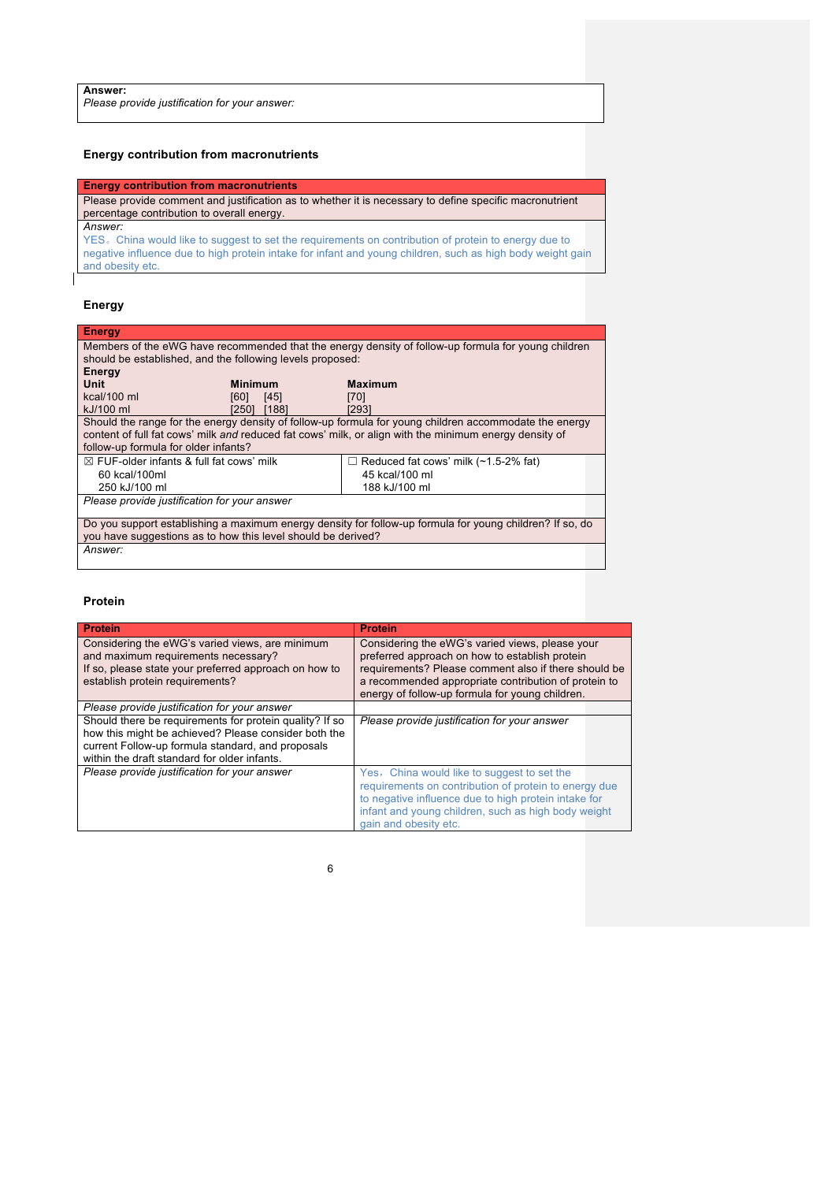| |
|---|
| **Answer:** *Please provide justification for your answer:* |

### Energy contribution from macronutrients

| **Energy contribution from macronutrients** |
|---|
| Please provide comment and justification as to whether it is necessary to define specific macronutrient percentage contribution to overall energy. |
| *Answer:* YES。China would like to suggest to set the requirements on contribution of protein to energy due to negative influence due to high protein intake for infant and young children, such as high body weight gain and obesity etc. |

### Energy

| **Energy** | | |
|---|---|---|
| Members of the eWG have recommended that the energy density of follow-up formula for young children should be established, and the following levels proposed: | | |
| **Energy** | | |
| **Unit** | **Minimum** | **Maximum** |
| kcal/100 ml | [60] [45] | [70] |
| kJ/100 ml | [250] [188] | [293] |
| Should the range for the energy density of follow-up formula for young children accommodate the energy content of full fat cows' milk *and* reduced fat cows' milk, or align with the minimum energy density of follow-up formula for older infants? | | |
| ☒ FUF-older infants & full fat cows' milk 60 kcal/100ml 250 kJ/100 ml | ☐ Reduced fat cows' milk (~1.5-2% fat) 45 kcal/100 ml 188 kJ/100 ml | |
| *Please provide justification for your answer* | | |
| Do you support establishing a maximum energy density for follow-up formula for young children? If so, do you have suggestions as to how this level should be derived? | | |
| *Answer:* | | |

### Protein

| **Protein** | **Protein** |
|---|---|
| Considering the eWG's varied views, are minimum and maximum requirements necessary? If so, please state your preferred approach on how to establish protein requirements? | Considering the eWG's varied views, please your preferred approach on how to establish protein requirements? Please comment also if there should be a recommended appropriate contribution of protein to energy of follow-up formula for young children. |
| *Please provide justification for your answer* | |
| Should there be requirements for protein quality? If so how this might be achieved? Please consider both the current Follow-up formula standard, and proposals within the draft standard for older infants. | *Please provide justification for your answer* |
| *Please provide justification for your answer* | Yes，China would like to suggest to set the requirements on contribution of protein to energy due to negative influence due to high protein intake for infant and young children, such as high body weight gain and obesity etc. |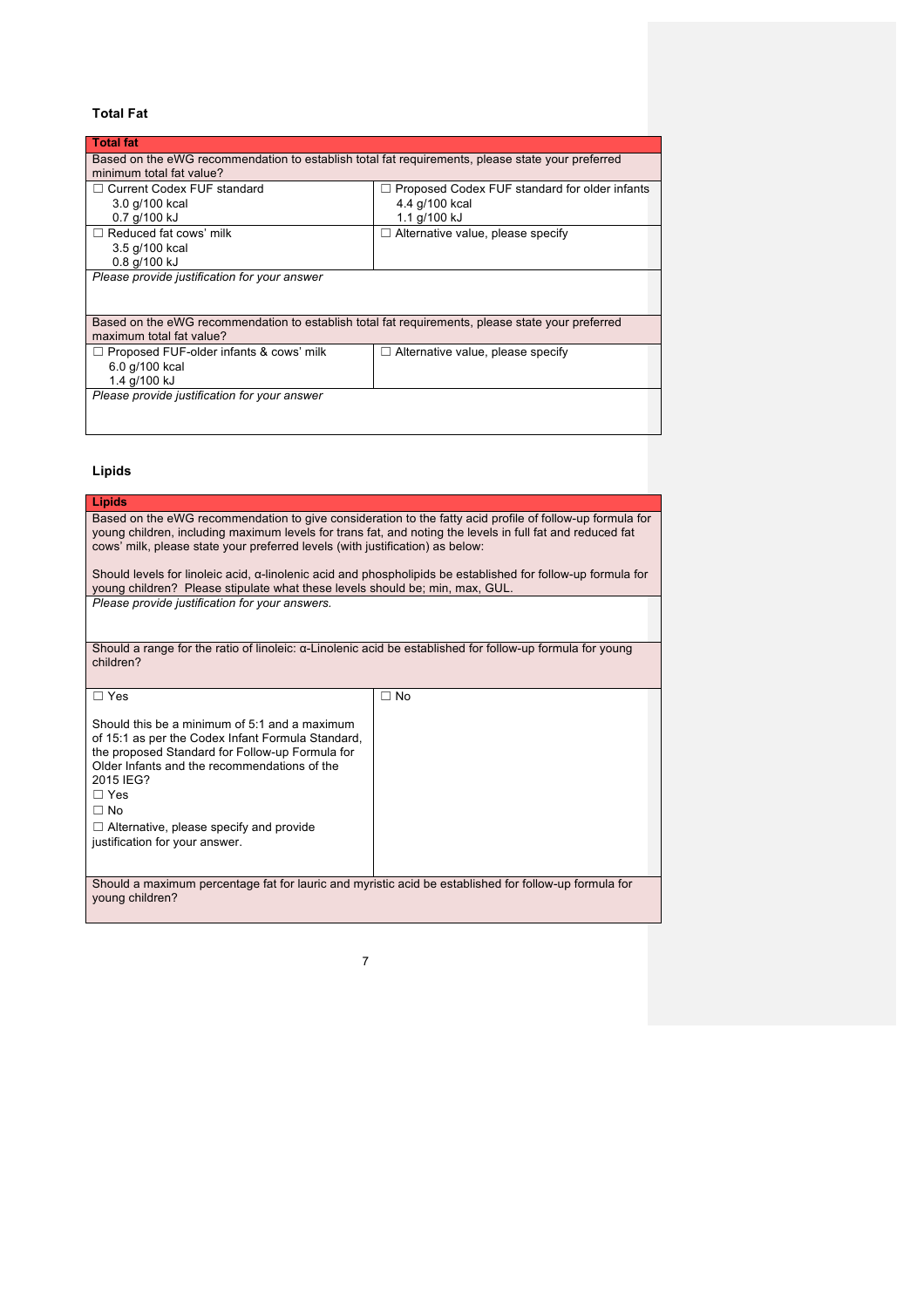### Total Fat

| Total fat | |
|---|---|
| Based on the eWG recommendation to establish total fat requirements, please state your preferred minimum total fat value? | |
| ☐ Current Codex FUF standard<br>3.0 g/100 kcal<br>0.7 g/100 kJ | ☐ Proposed Codex FUF standard for older infants<br>4.4 g/100 kcal<br>1.1 g/100 kJ |
| ☐ Reduced fat cows' milk<br>3.5 g/100 kcal<br>0.8 g/100 kJ | ☐ Alternative value, please specify |
| *Please provide justification for your answer* | |
| Based on the eWG recommendation to establish total fat requirements, please state your preferred maximum total fat value? | |
| ☐ Proposed FUF-older infants & cows' milk<br>6.0 g/100 kcal<br>1.4 g/100 kJ | ☐ Alternative value, please specify |
| *Please provide justification for your answer* | |

### Lipids

| Lipids | |
|---|---|
| Based on the eWG recommendation to give consideration to the fatty acid profile of follow-up formula for young children, including maximum levels for trans fat, and noting the levels in full fat and reduced fat cows' milk, please state your preferred levels (with justification) as below:<br><br>Should levels for linoleic acid, α-linolenic acid and phospholipids be established for follow-up formula for young children? Please stipulate what these levels should be; min, max, GUL. | |
| *Please provide justification for your answers.* | |
| Should a range for the ratio of linoleic: α-Linolenic acid be established for follow-up formula for young children? | |
| ☐ Yes<br><br>Should this be a minimum of 5:1 and a maximum of 15:1 as per the Codex Infant Formula Standard, the proposed Standard for Follow-up Formula for Older Infants and the recommendations of the 2015 IEG?<br>☐ Yes<br>☐ No<br>☐ Alternative, please specify and provide justification for your answer. | ☐ No |
| Should a maximum percentage fat for lauric and myristic acid be established for follow-up formula for young children? | |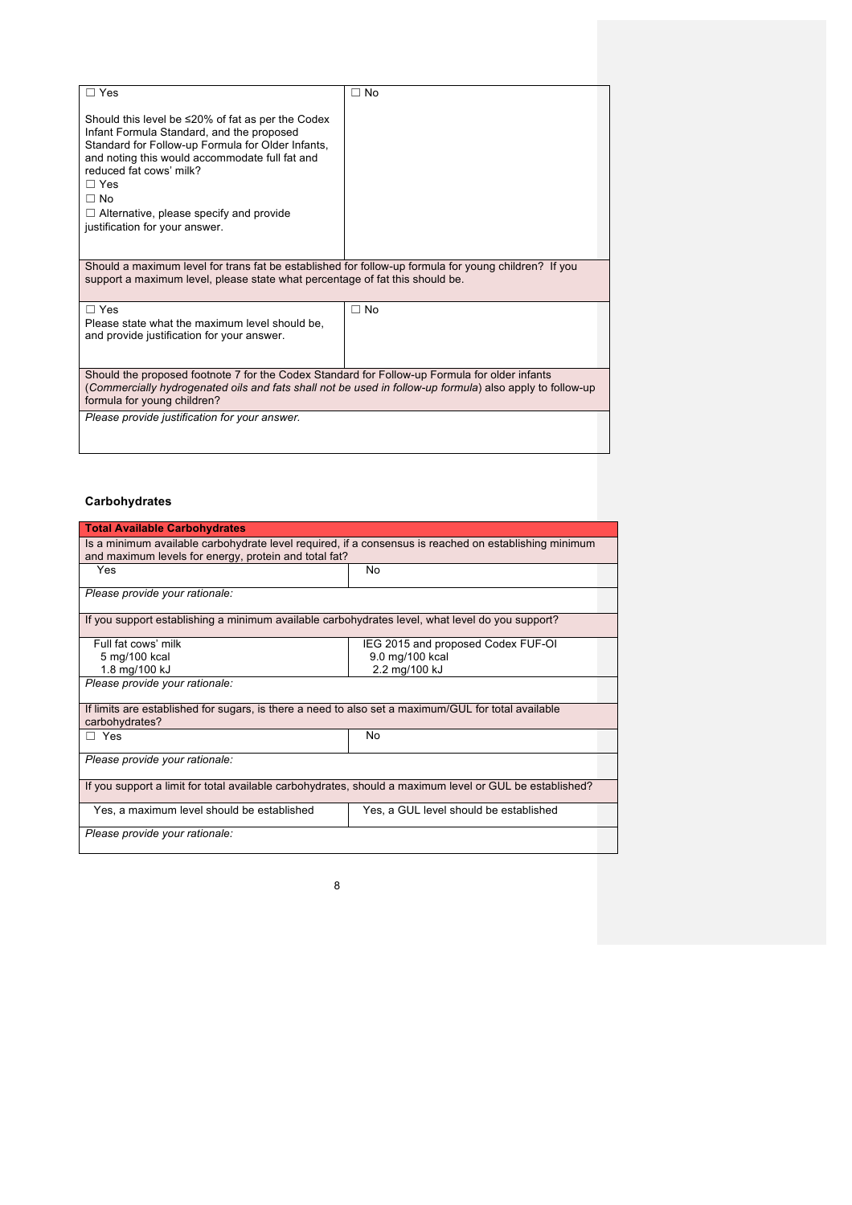| | |
|---|---|
| ☐ Yes<br><br>Should this level be ≤20% of fat as per the Codex Infant Formula Standard, and the proposed Standard for Follow-up Formula for Older Infants, and noting this would accommodate full fat and reduced fat cows' milk?<br>☐ Yes<br>☐ No<br>☐ Alternative, please specify and provide justification for your answer. | ☐ No |
| Should a maximum level for trans fat be established for follow-up formula for young children? If you support a maximum level, please state what percentage of fat this should be. | |
| ☐ Yes<br>Please state what the maximum level should be, and provide justification for your answer. | ☐ No |
| Should the proposed footnote 7 for the Codex Standard for Follow-up Formula for older infants (*Commercially hydrogenated oils and fats shall not be used in follow-up formula*) also apply to follow-up formula for young children? | |
| *Please provide justification for your answer.* | |

### Carbohydrates

| **Total Available Carbohydrates** | |
|---|---|
| Is a minimum available carbohydrate level required, if a consensus is reached on establishing minimum and maximum levels for energy, protein and total fat? | |
| Yes | No |
| *Please provide your rationale:* | |
| If you support establishing a minimum available carbohydrates level, what level do you support? | |
| Full fat cows' milk<br>5 mg/100 kcal<br>1.8 mg/100 kJ | IEG 2015 and proposed Codex FUF-OI<br>9.0 mg/100 kcal<br>2.2 mg/100 kJ |
| *Please provide your rationale:* | |
| If limits are established for sugars, is there a need to also set a maximum/GUL for total available carbohydrates? | |
| ☐ Yes | No |
| *Please provide your rationale:* | |
| If you support a limit for total available carbohydrates, should a maximum level or GUL be established? | |
| Yes, a maximum level should be established | Yes, a GUL level should be established |
| *Please provide your rationale:* | |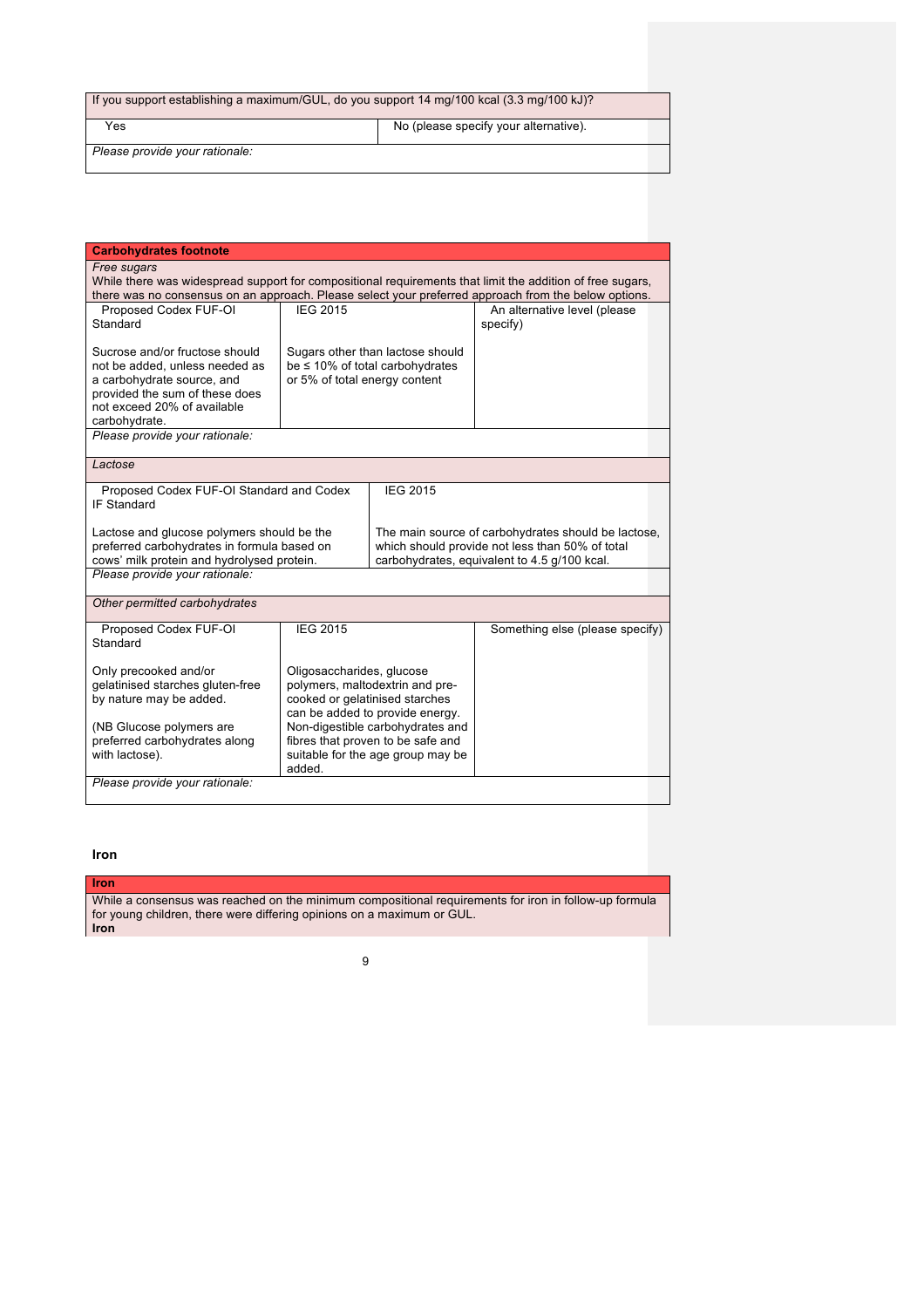| If you support establishing a maximum/GUL, do you support 14 mg/100 kcal (3.3 mg/100 kJ)? | |
|---|---|
| Yes | No (please specify your alternative). |
| *Please provide your rationale:* | |

| **Carbohydrates footnote** | | |
|---|---|---|
| *Free sugars*<br>While there was widespread support for compositional requirements that limit the addition of free sugars, there was no consensus on an approach. Please select your preferred approach from the below options. | | |
| Proposed Codex FUF-OI Standard<br><br>Sucrose and/or fructose should not be added, unless needed as a carbohydrate source, and provided the sum of these does not exceed 20% of available carbohydrate. | IEG 2015<br><br>Sugars other than lactose should be ≤ 10% of total carbohydrates or 5% of total energy content | An alternative level (please specify) |
| *Please provide your rationale:* | | |
| *Lactose* | | |
| Proposed Codex FUF-OI Standard and Codex IF Standard<br><br>Lactose and glucose polymers should be the preferred carbohydrates in formula based on cows' milk protein and hydrolysed protein. | IEG 2015<br><br>The main source of carbohydrates should be lactose, which should provide not less than 50% of total carbohydrates, equivalent to 4.5 g/100 kcal. | |
| *Please provide your rationale:* | | |
| *Other permitted carbohydrates* | | |
| Proposed Codex FUF-OI Standard<br><br>Only precooked and/or gelatinised starches gluten-free by nature may be added.<br><br>(NB Glucose polymers are preferred carbohydrates along with lactose). | IEG 2015<br><br>Oligosaccharides, glucose polymers, maltodextrin and pre-cooked or gelatinised starches can be added to provide energy. Non-digestible carbohydrates and fibres that proven to be safe and suitable for the age group may be added. | Something else (please specify) |
| *Please provide your rationale:* | | |

**Iron**

| **Iron** |
|---|
| While a consensus was reached on the minimum compositional requirements for iron in follow-up formula for young children, there were differing opinions on a maximum or GUL.<br>**Iron** |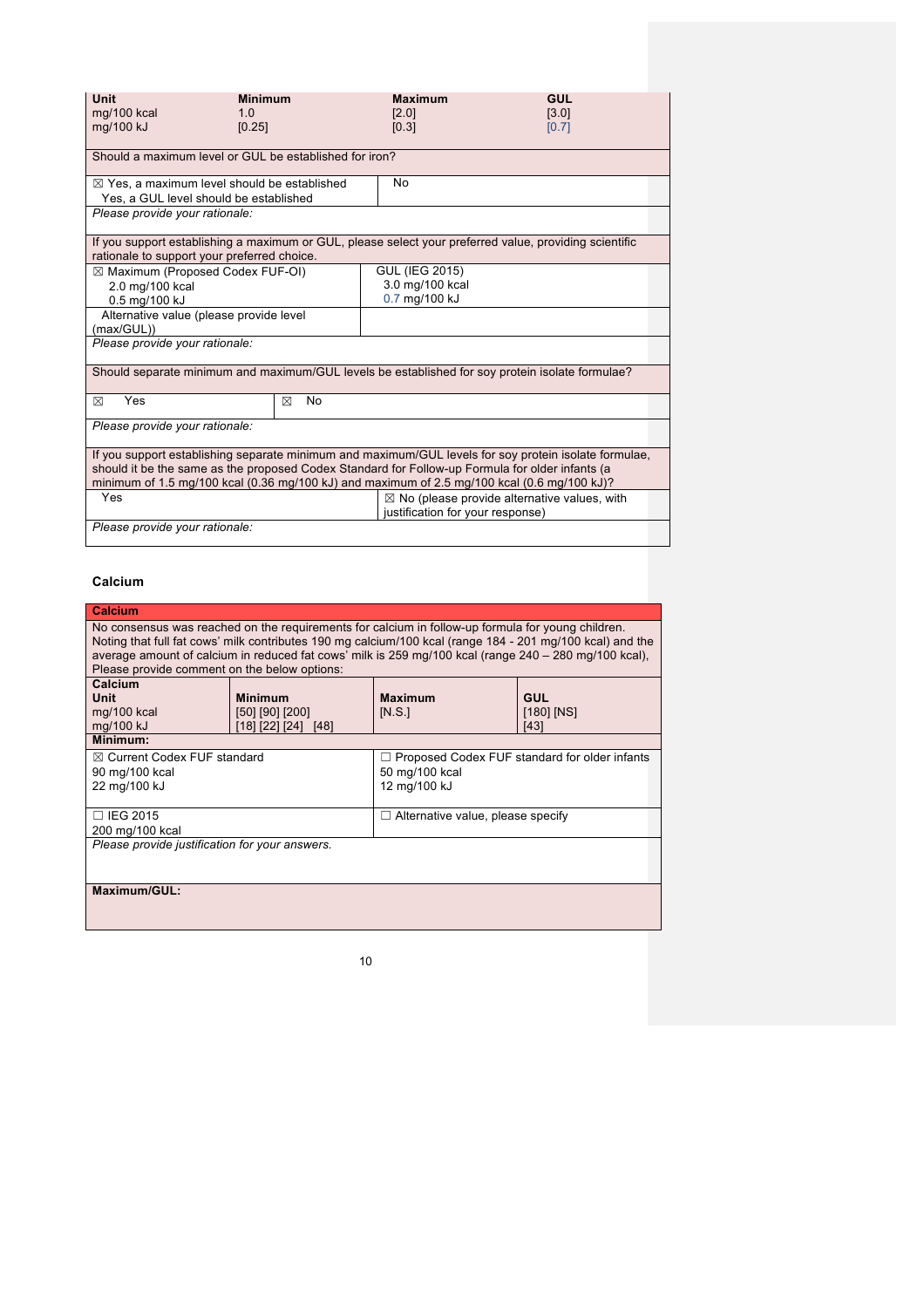| Unit | Minimum | Maximum | GUL |
|---|---|---|---|
| mg/100 kcal | 1.0 | [2.0] | [3.0] |
| mg/100 kJ | [0.25] | [0.3] | [0.7] |

| Should a maximum level or GUL be established for iron? | |
|---|---|
| ☒ Yes, a maximum level should be established<br>Yes, a GUL level should be established | No |
| *Please provide your rationale:* | |

| If you support establishing a maximum or GUL, please select your preferred value, providing scientific rationale to support your preferred choice. | |
|---|---|
| ☒ Maximum (Proposed Codex FUF-OI)<br>2.0 mg/100 kcal<br>0.5 mg/100 kJ | GUL (IEG 2015)<br>3.0 mg/100 kcal<br>0.7 mg/100 kJ |
| Alternative value (please provide level (max/GUL)) | |
| *Please provide your rationale:* | |

| Should separate minimum and maximum/GUL levels be established for soy protein isolate formulae? | |
|---|---|
| ☒ Yes | ☒ No |
| *Please provide your rationale:* | |

| If you support establishing separate minimum and maximum/GUL levels for soy protein isolate formulae, should it be the same as the proposed Codex Standard for Follow-up Formula for older infants (a minimum of 1.5 mg/100 kcal (0.36 mg/100 kJ) and maximum of 2.5 mg/100 kcal (0.6 mg/100 kJ)? | |
|---|---|
| Yes | ☒ No (please provide alternative values, with justification for your response) |
| *Please provide your rationale:* | |

### Calcium

| **Calcium** | | | |
|---|---|---|---|
| No consensus was reached on the requirements for calcium in follow-up formula for young children. Noting that full fat cows' milk contributes 190 mg calcium/100 kcal (range 184 - 201 mg/100 kcal) and the average amount of calcium in reduced fat cows' milk is 259 mg/100 kcal (range 240 – 280 mg/100 kcal), Please provide comment on the below options: | | | |
| **Calcium**<br>**Unit**<br>mg/100 kcal<br>mg/100 kJ | **Minimum**<br>[50] [90] [200]<br>[18] [22] [24] [48] | **Maximum**<br>[N.S.] | **GUL**<br>[180] [NS]<br>[43] |
| **Minimum:** | | | |
| ☒ Current Codex FUF standard<br>90 mg/100 kcal<br>22 mg/100 kJ | | ☐ Proposed Codex FUF standard for older infants<br>50 mg/100 kcal<br>12 mg/100 kJ | |
| ☐ IEG 2015<br>200 mg/100 kcal | | ☐ Alternative value, please specify | |
| *Please provide justification for your answers.* | | | |
| **Maximum/GUL:** | | | |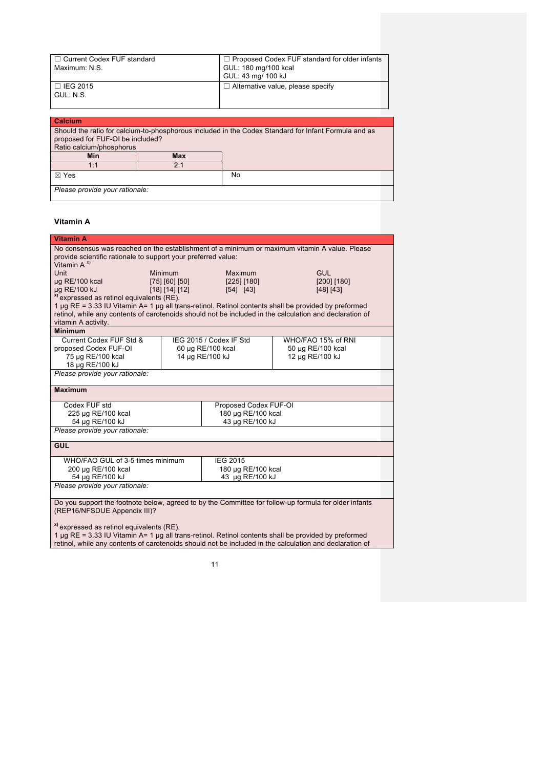| | |
|---|---|
| ☐ Current Codex FUF standard<br>Maximum: N.S. | ☐ Proposed Codex FUF standard for older infants<br>GUL: 180 mg/100 kcal<br>GUL: 43 mg/ 100 kJ |
| ☐ IEG 2015<br>GUL: N.S. | ☐ Alternative value, please specify |

| Calcium | | |
|---|---|---|
| Should the ratio for calcium-to-phosphorous included in the Codex Standard for Infant Formula and as proposed for FUF-OI be included?<br>Ratio calcium/phosphorus | | |
| **Min** | **Max** | |
| 1:1 | 2:1 | |
| ☒ Yes | | No |
| *Please provide your rationale:* | | |

### Vitamin A

**Vitamin A**

No consensus was reached on the establishment of a minimum or maximum vitamin A value. Please provide scientific rationale to support your preferred value:

Vitamin A [x)]

| Unit | Minimum | Maximum | GUL |
|---|---|---|---|
| µg RE/100 kcal | [75] [60] [50] | [225] [180] | [200] [180] |
| µg RE/100 kJ | [18] [14] [12] | [54] [43] | [48] [43] |

[x)] expressed as retinol equivalents (RE).
1 µg RE = 3.33 IU Vitamin A= 1 µg all trans-retinol. Retinol contents shall be provided by preformed retinol, while any contents of carotenoids should not be included in the calculation and declaration of vitamin A activity.

| Minimum | | |
|---|---|---|
| Current Codex FUF Std & proposed Codex FUF-OI<br>75 µg RE/100 kcal<br>18 µg RE/100 kJ | IEG 2015 / Codex IF Std<br>60 µg RE/100 kcal<br>14 µg RE/100 kJ | WHO/FAO 15% of RNI<br>50 µg RE/100 kcal<br>12 µg RE/100 kJ |
| *Please provide your rationale:* | | |

| Maximum | |
|---|---|
| Codex FUF std<br>225 µg RE/100 kcal<br>54 µg RE/100 kJ | Proposed Codex FUF-OI<br>180 µg RE/100 kcal<br>43 µg RE/100 kJ |
| *Please provide your rationale:* | |

| GUL | |
|---|---|
| WHO/FAO GUL of 3-5 times minimum<br>200 µg RE/100 kcal<br>54 µg RE/100 kJ | IEG 2015<br>180 µg RE/100 kcal<br>43 µg RE/100 kJ |
| *Please provide your rationale:* | |

Do you support the footnote below, agreed to by the Committee for follow-up formula for older infants (REP16/NFSDUE Appendix III)?

[x)] expressed as retinol equivalents (RE).
1 µg RE = 3.33 IU Vitamin A= 1 µg all trans-retinol. Retinol contents shall be provided by preformed retinol, while any contents of carotenoids should not be included in the calculation and declaration of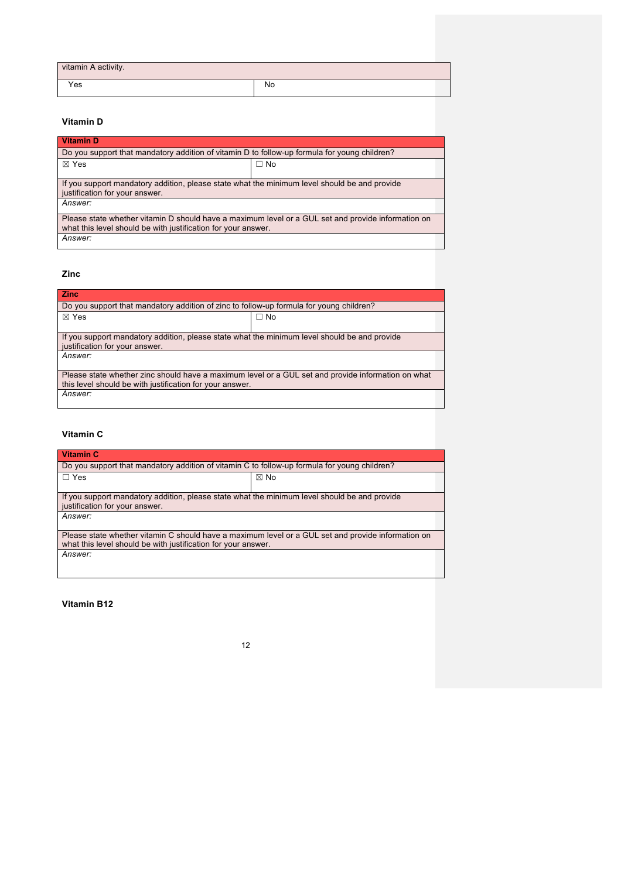| vitamin A activity. | |
|---|---|
| Yes | No |

### Vitamin D

| Vitamin D | |
|---|---|
| Do you support that mandatory addition of vitamin D to follow-up formula for young children? | |
| ☒ Yes | ☐ No |
| If you support mandatory addition, please state what the minimum level should be and provide justification for your answer. | |
| *Answer:* | |
| Please state whether vitamin D should have a maximum level or a GUL set and provide information on what this level should be with justification for your answer. | |
| *Answer:* | |

### Zinc

| Zinc | |
|---|---|
| Do you support that mandatory addition of zinc to follow-up formula for young children? | |
| ☒ Yes | ☐ No |
| If you support mandatory addition, please state what the minimum level should be and provide justification for your answer. | |
| *Answer:* | |
| Please state whether zinc should have a maximum level or a GUL set and provide information on what this level should be with justification for your answer. | |
| *Answer:* | |

### Vitamin C

| Vitamin C | |
|---|---|
| Do you support that mandatory addition of vitamin C to follow-up formula for young children? | |
| ☐ Yes | ☒ No |
| If you support mandatory addition, please state what the minimum level should be and provide justification for your answer. | |
| *Answer:* | |
| Please state whether vitamin C should have a maximum level or a GUL set and provide information on what this level should be with justification for your answer. | |
| *Answer:* | |

### Vitamin B12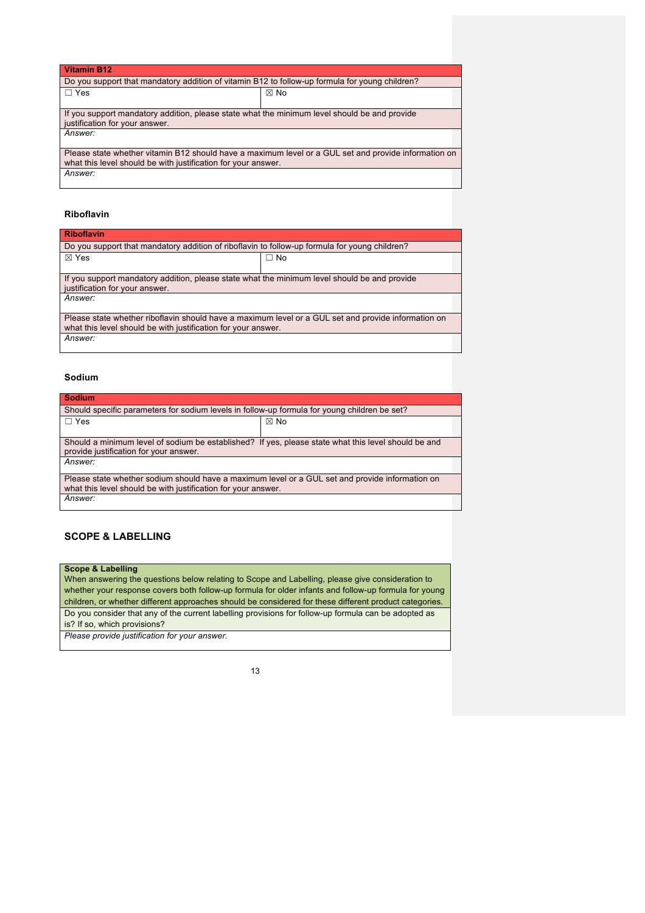| Vitamin B12 | |
|---|---|
| Do you support that mandatory addition of vitamin B12 to follow-up formula for young children? | |
| ☐ Yes | ☒ No |
| If you support mandatory addition, please state what the minimum level should be and provide justification for your answer. | |
| *Answer:* | |
| Please state whether vitamin B12 should have a maximum level or a GUL set and provide information on what this level should be with justification for your answer. | |
| *Answer:* | |

### Riboflavin

| Riboflavin | |
|---|---|
| Do you support that mandatory addition of riboflavin to follow-up formula for young children? | |
| ☒ Yes | ☐ No |
| If you support mandatory addition, please state what the minimum level should be and provide justification for your answer. | |
| *Answer:* | |
| Please state whether riboflavin should have a maximum level or a GUL set and provide information on what this level should be with justification for your answer. | |
| *Answer:* | |

### Sodium

| Sodium | |
|---|---|
| Should specific parameters for sodium levels in follow-up formula for young children be set? | |
| ☐ Yes | ☒ No |
| Should a minimum level of sodium be established? If yes, please state what this level should be and provide justification for your answer. | |
| *Answer:* | |
| Please state whether sodium should have a maximum level or a GUL set and provide information on what this level should be with justification for your answer. | |
| *Answer:* | |

## SCOPE & LABELLING

| **Scope & Labelling** When answering the questions below relating to Scope and Labelling, please give consideration to whether your response covers both follow-up formula for older infants and follow-up formula for young children, or whether different approaches should be considered for these different product categories. |
|---|
| Do you consider that any of the current labelling provisions for follow-up formula can be adopted as is? If so, which provisions? |
| *Please provide justification for your answer.* |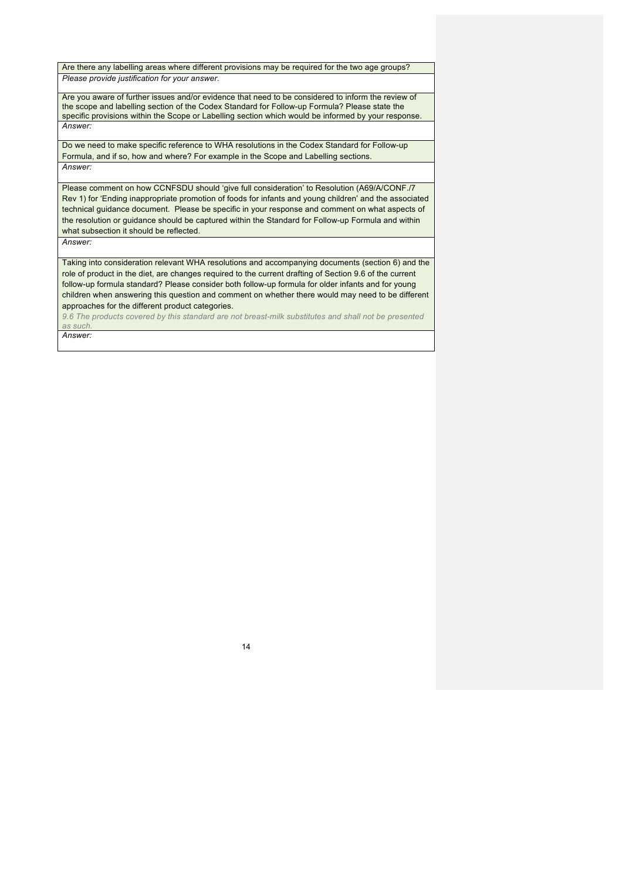Are there any labelling areas where different provisions may be required for the two age groups?

*Please provide justification for your answer.*

Are you aware of further issues and/or evidence that need to be considered to inform the review of the scope and labelling section of the Codex Standard for Follow-up Formula? Please state the specific provisions within the Scope or Labelling section which would be informed by your response.

*Answer:*

Do we need to make specific reference to WHA resolutions in the Codex Standard for Follow-up Formula, and if so, how and where? For example in the Scope and Labelling sections.

*Answer:*

Please comment on how CCNFSDU should 'give full consideration' to Resolution (A69/A/CONF./7 Rev 1) for 'Ending inappropriate promotion of foods for infants and young children' and the associated technical guidance document. Please be specific in your response and comment on what aspects of the resolution or guidance should be captured within the Standard for Follow-up Formula and within what subsection it should be reflected.

*Answer:*

Taking into consideration relevant WHA resolutions and accompanying documents (section 6) and the role of product in the diet, are changes required to the current drafting of Section 9.6 of the current follow-up formula standard? Please consider both follow-up formula for older infants and for young children when answering this question and comment on whether there would may need to be different approaches for the different product categories.

*9.6 The products covered by this standard are not breast-milk substitutes and shall not be presented as such.*

*Answer:*